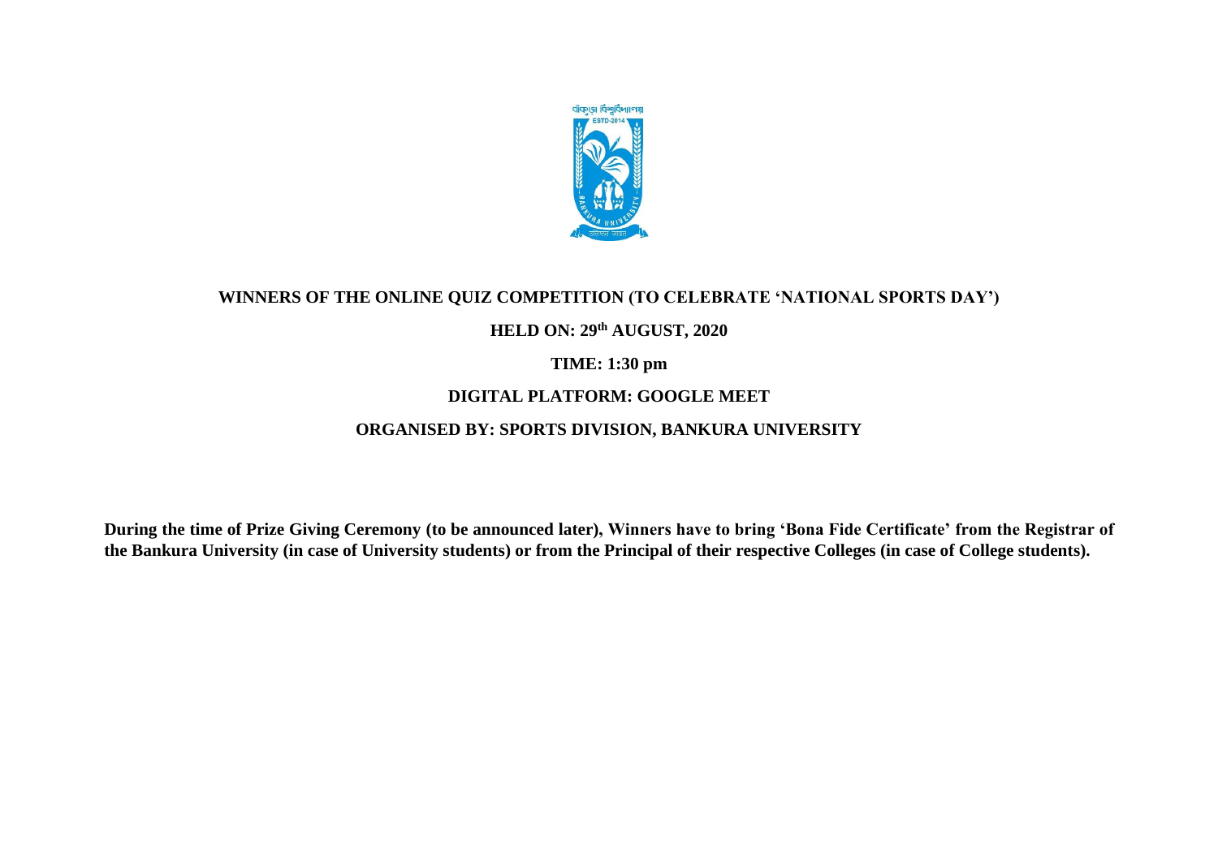**WINNERS OF THE ONLINE QUIZ COMPETITION (TO CELEBRATE 'NATIONAL SPORTS DAY')**

**HELD ON: 29th AUGUST, 2020**

**TIME: 1:30 pm**

**DIGITAL PLATFORM: GOOGLE MEET**

**ORGANISED BY: SPORTS DIVISION, BANKURA UNIVERSITY**

**During the time of Prize Giving Ceremony (to be announced later), Winners have to bring 'Bona Fide Certificate' from the Registrar of the Bankura University (in case of University students) or from the Principal of their respective Colleges (in case of College students).**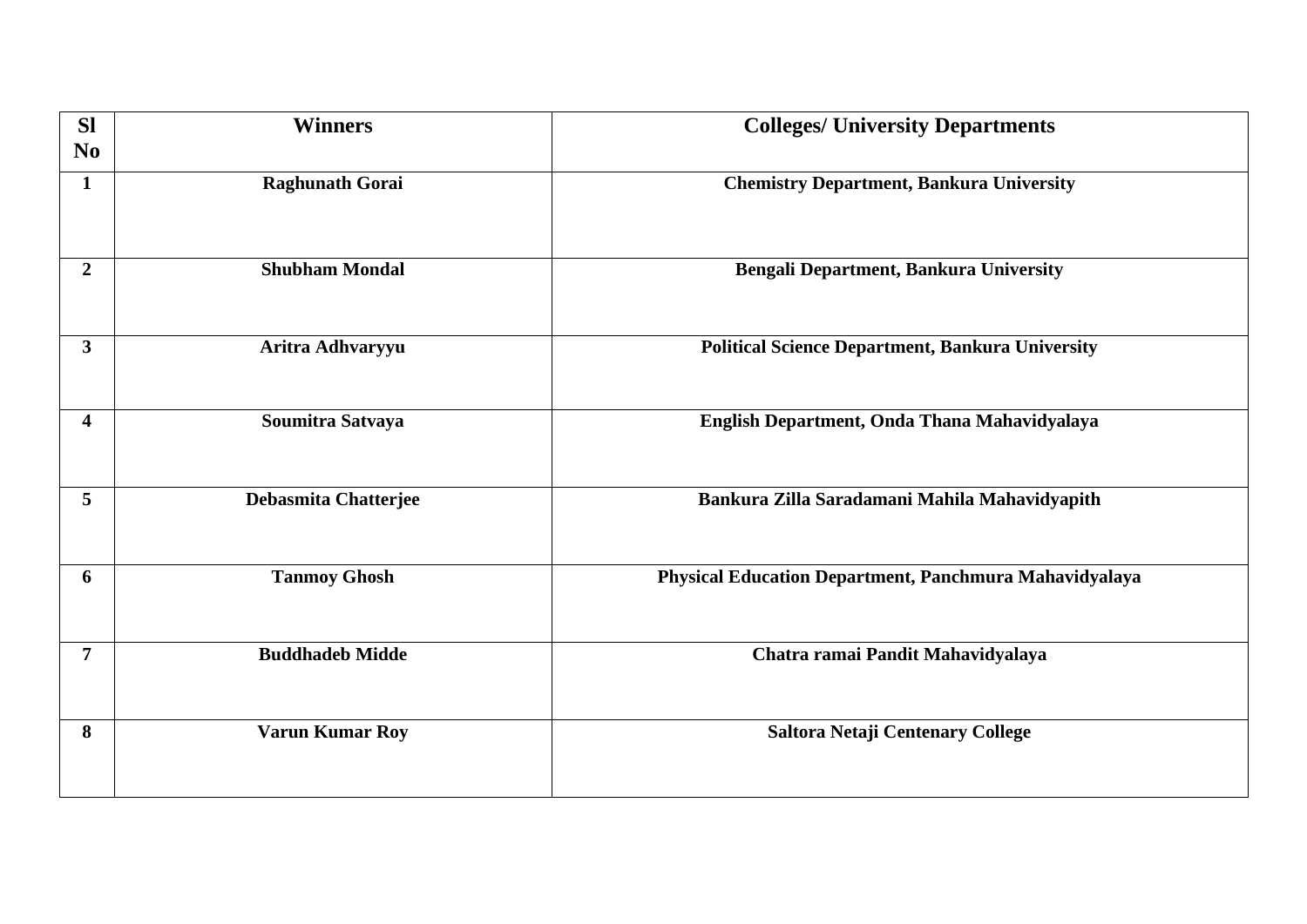| Sl No | Winners | Colleges/ University Departments |
| --- | --- | --- |
| 1 | Raghunath Gorai | Chemistry Department, Bankura University |
| 2 | Shubham Mondal | Bengali Department, Bankura University |
| 3 | Aritra Adhvaryyu | Political Science Department, Bankura University |
| 4 | Soumitra Satvaya | English Department, Onda Thana Mahavidyalaya |
| 5 | Debasmita Chatterjee | Bankura Zilla Saradamani Mahila Mahavidyapith |
| 6 | Tanmoy Ghosh | Physical Education Department, Panchmura Mahavidyalaya |
| 7 | Buddhadeb Midde | Chatra ramai Pandit Mahavidyalaya |
| 8 | Varun Kumar Roy | Saltora Netaji Centenary College |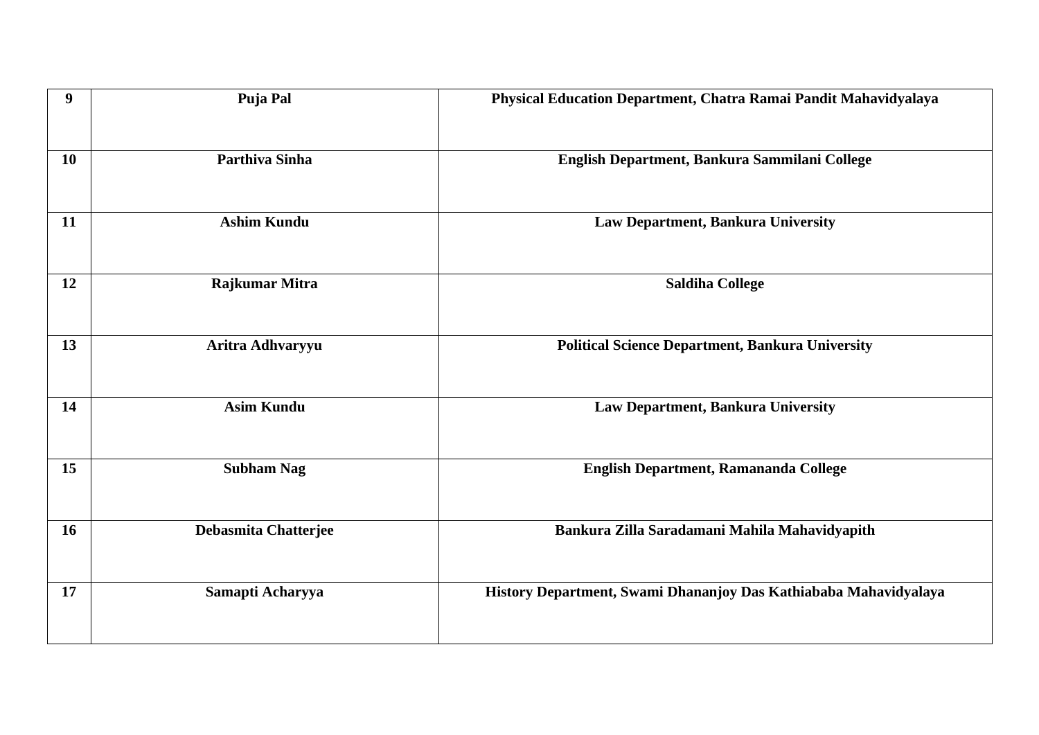| **9** | **Puja Pal** | **Physical Education Department, Chatra Ramai Pandit Mahavidyalaya** |
|---|---|---|
| **10** | **Parthiva Sinha** | **English Department, Bankura Sammilani College** |
| **11** | **Ashim Kundu** | **Law Department, Bankura University** |
| **12** | **Rajkumar Mitra** | **Saldiha College** |
| **13** | **Aritra Adhvaryyu** | **Political Science Department, Bankura University** |
| **14** | **Asim Kundu** | **Law Department, Bankura University** |
| **15** | **Subham Nag** | **English Department, Ramananda College** |
| **16** | **Debasmita Chatterjee** | **Bankura Zilla Saradamani Mahila Mahavidyapith** |
| **17** | **Samapti Acharyya** | **History Department, Swami Dhananjoy Das Kathiababa Mahavidyalaya** |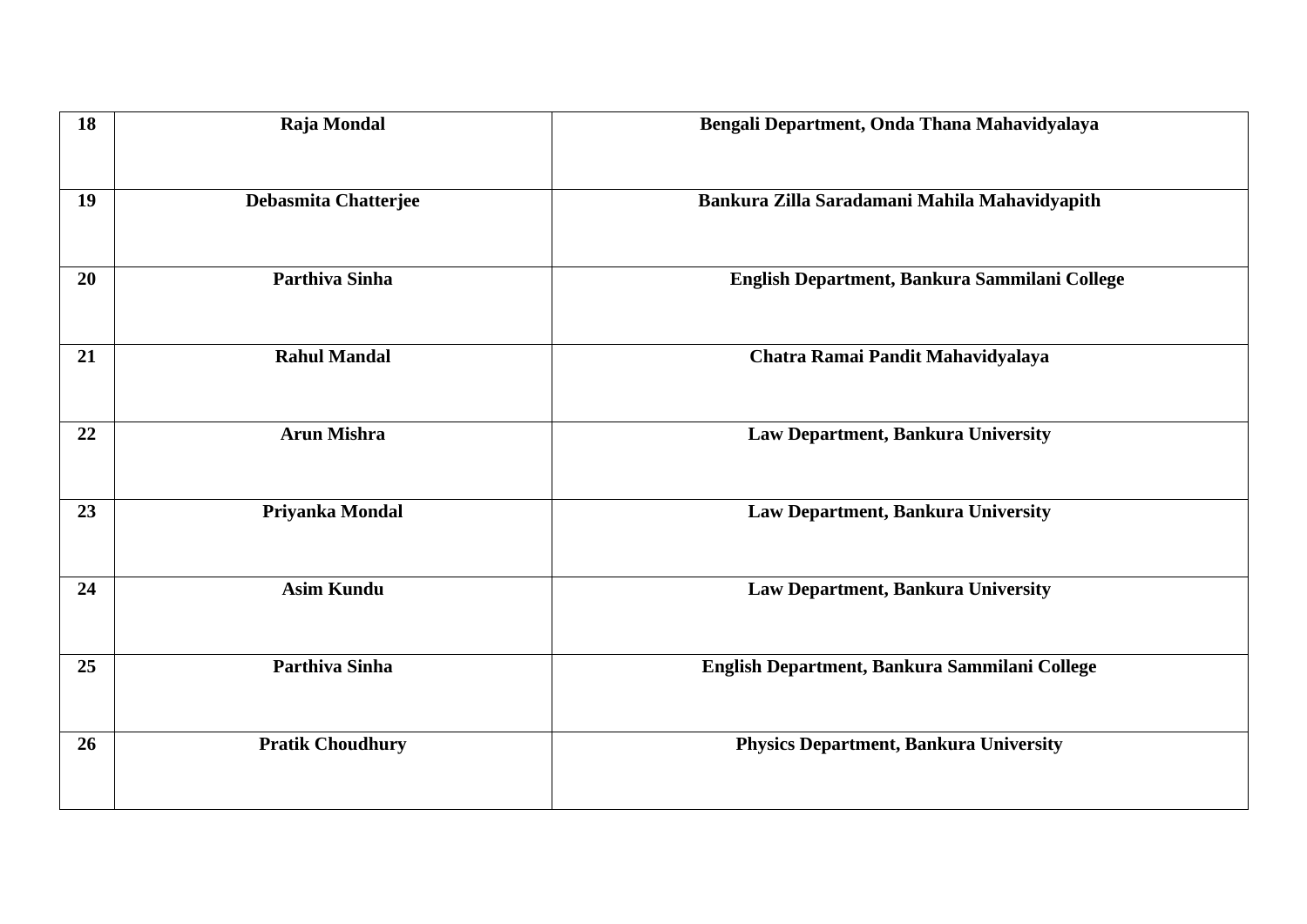| 18 | Raja Mondal | Bengali Department, Onda Thana Mahavidyalaya |
|---|---|---|
| 19 | Debasmita Chatterjee | Bankura Zilla Saradamani Mahila Mahavidyapith |
| 20 | Parthiva Sinha | English Department, Bankura Sammilani College |
| 21 | Rahul Mandal | Chatra Ramai Pandit Mahavidyalaya |
| 22 | Arun Mishra | Law Department, Bankura University |
| 23 | Priyanka Mondal | Law Department, Bankura University |
| 24 | Asim Kundu | Law Department, Bankura University |
| 25 | Parthiva Sinha | English Department, Bankura Sammilani College |
| 26 | Pratik Choudhury | Physics Department, Bankura University |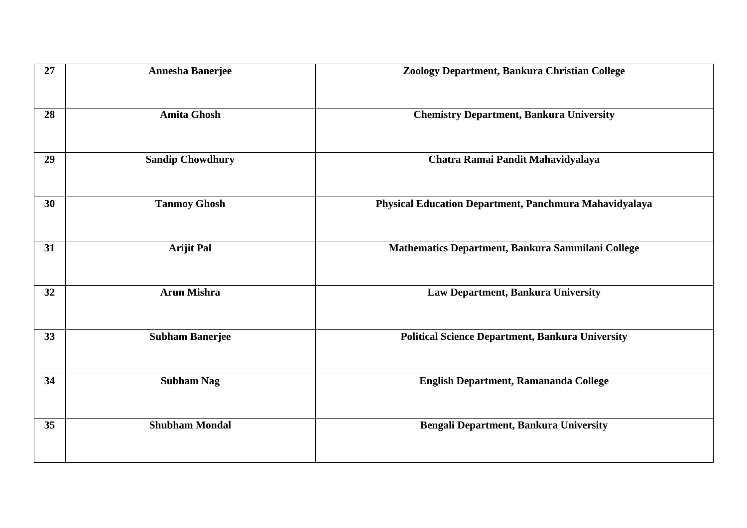| 27 | Annesha Banerjee | Zoology Department, Bankura Christian College |
|---|---|---|
| 28 | Amita Ghosh | Chemistry Department, Bankura University |
| 29 | Sandip Chowdhury | Chatra Ramai Pandit Mahavidyalaya |
| 30 | Tanmoy Ghosh | Physical Education Department, Panchmura Mahavidyalaya |
| 31 | Arijit Pal | Mathematics Department, Bankura Sammilani College |
| 32 | Arun Mishra | Law Department, Bankura University |
| 33 | Subham Banerjee | Political Science Department, Bankura University |
| 34 | Subham Nag | English Department, Ramananda College |
| 35 | Shubham Mondal | Bengali Department, Bankura University |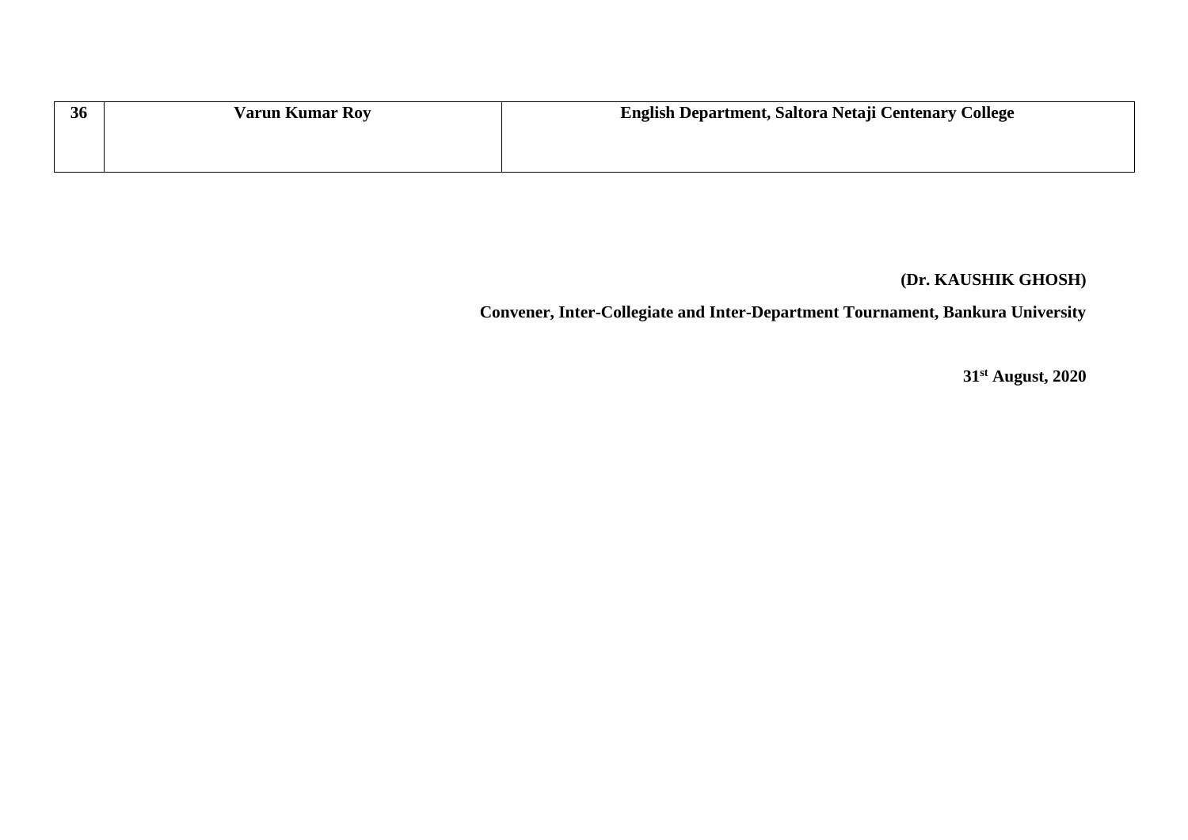| | | |
|---|---|---|
| **36** | **Varun Kumar Roy** | **English Department, Saltora Netaji Centenary College** |

**(Dr. KAUSHIK GHOSH)**

**Convener, Inter-Collegiate and Inter-Department Tournament, Bankura University**

**31st August, 2020**